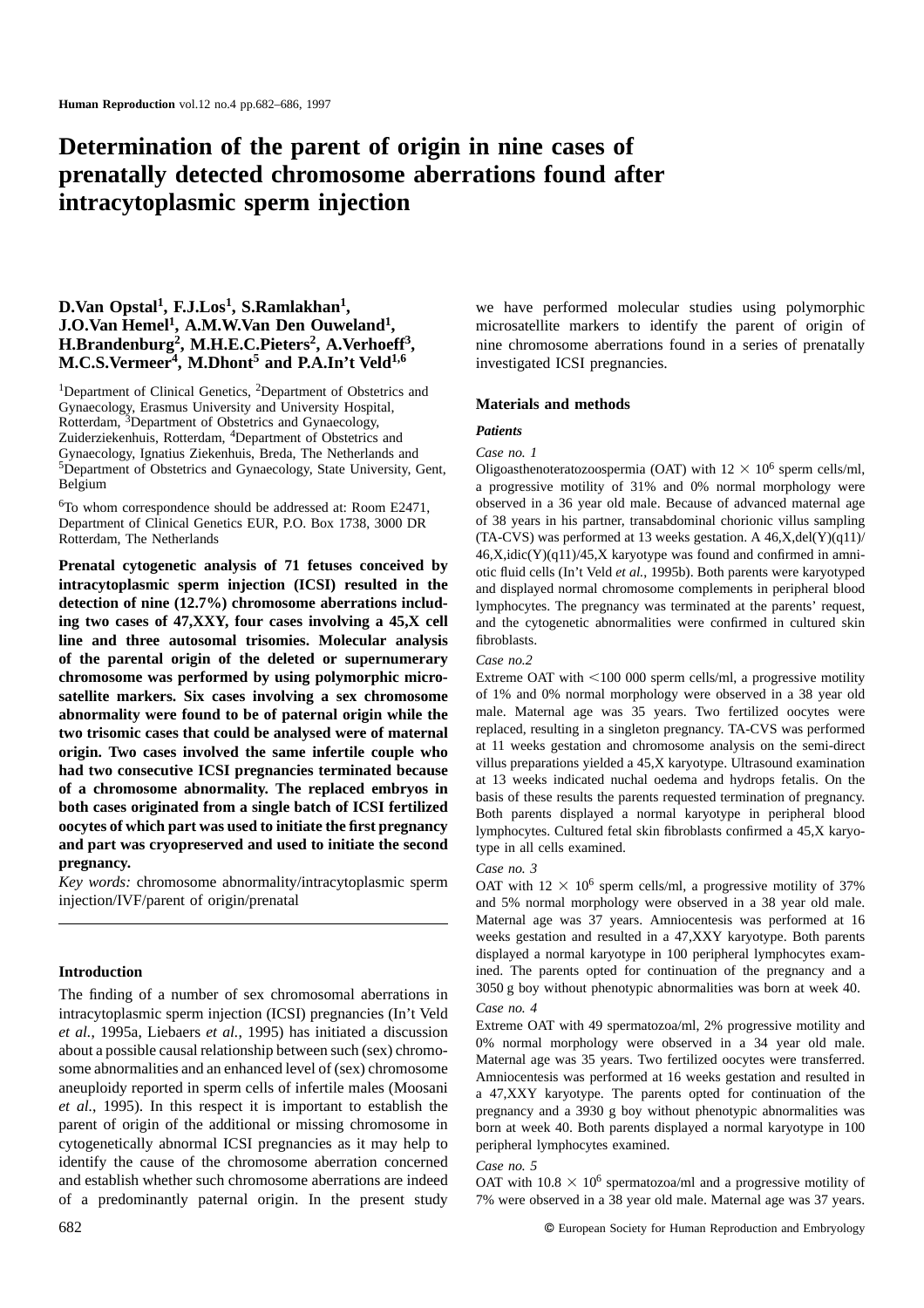# Determination of the parent of origin in nine cases of prenatally detected chromosome aberrations found after intracytoplasmic sperm injection

**D.Van Opstal[1], F.J.Los[1], S.Ramlakhan[1], J.O.Van Hemel[1], A.M.W.Van Den Ouweland[1], H.Brandenburg[2], M.H.E.C.Pieters[2], A.Verhoeff[3], M.C.S.Vermeer[4], M.Dhont[5] and P.A.In't Veld[1,6]**

[1]Department of Clinical Genetics, [2]Department of Obstetrics and Gynaecology, Erasmus University and University Hospital, Rotterdam, [3]Department of Obstetrics and Gynaecology, Zuiderziekenhuis, Rotterdam, [4]Department of Obstetrics and Gynaecology, Ignatius Ziekenhuis, Breda, The Netherlands and [5]Department of Obstetrics and Gynaecology, State University, Gent, Belgium

[6]To whom correspondence should be addressed at: Room E2471, Department of Clinical Genetics EUR, P.O. Box 1738, 3000 DR Rotterdam, The Netherlands

**Prenatal cytogenetic analysis of 71 fetuses conceived by intracytoplasmic sperm injection (ICSI) resulted in the detection of nine (12.7%) chromosome aberrations including two cases of 47,XXY, four cases involving a 45,X cell line and three autosomal trisomies. Molecular analysis of the parental origin of the deleted or supernumerary chromosome was performed by using polymorphic microsatellite markers. Six cases involving a sex chromosome abnormality were found to be of paternal origin while the two trisomic cases that could be analysed were of maternal origin. Two cases involved the same infertile couple who had two consecutive ICSI pregnancies terminated because of a chromosome abnormality. The replaced embryos in both cases originated from a single batch of ICSI fertilized oocytes of which part was used to initiate the first pregnancy and part was cryopreserved and used to initiate the second pregnancy.**

*Key words:* chromosome abnormality/intracytoplasmic sperm injection/IVF/parent of origin/prenatal

## Introduction

The finding of a number of sex chromosomal aberrations in intracytoplasmic sperm injection (ICSI) pregnancies (In't Veld *et al.*, 1995a, Liebaers *et al.*, 1995) has initiated a discussion about a possible causal relationship between such (sex) chromosome abnormalities and an enhanced level of (sex) chromosome aneuploidy reported in sperm cells of infertile males (Moosani *et al.*, 1995). In this respect it is important to establish the parent of origin of the additional or missing chromosome in cytogenetically abnormal ICSI pregnancies as it may help to identify the cause of the chromosome aberration concerned and establish whether such chromosome aberrations are indeed of a predominantly paternal origin. In the present study we have performed molecular studies using polymorphic microsatellite markers to identify the parent of origin of nine chromosome aberrations found in a series of prenatally investigated ICSI pregnancies.

## Materials and methods

### Patients

*Case no. 1*

Oligoasthenoteratozoospermia (OAT) with $12 \times 10^6$ sperm cells/ml, a progressive motility of 31% and 0% normal morphology were observed in a 36 year old male. Because of advanced maternal age of 38 years in his partner, transabdominal chorionic villus sampling (TA-CVS) was performed at 13 weeks gestation. A 46,X,del(Y)(q11)/46,X,idic(Y)(q11)/45,X karyotype was found and confirmed in amniotic fluid cells (In't Veld *et al.*, 1995b). Both parents were karyotyped and displayed normal chromosome complements in peripheral blood lymphocytes. The pregnancy was terminated at the parents' request, and the cytogenetic abnormalities were confirmed in cultured skin fibroblasts.

*Case no.2*

Extreme OAT with <100 000 sperm cells/ml, a progressive motility of 1% and 0% normal morphology were observed in a 38 year old male. Maternal age was 35 years. Two fertilized oocytes were replaced, resulting in a singleton pregnancy. TA-CVS was performed at 11 weeks gestation and chromosome analysis on the semi-direct villus preparations yielded a 45,X karyotype. Ultrasound examination at 13 weeks indicated nuchal oedema and hydrops fetalis. On the basis of these results the parents requested termination of pregnancy. Both parents displayed a normal karyotype in peripheral blood lymphocytes. Cultured fetal skin fibroblasts confirmed a 45,X karyotype in all cells examined.

*Case no. 3*

OAT with $12 \times 10^6$ sperm cells/ml, a progressive motility of 37% and 5% normal morphology were observed in a 38 year old male. Maternal age was 37 years. Amniocentesis was performed at 16 weeks gestation and resulted in a 47,XXY karyotype. Both parents displayed a normal karyotype in 100 peripheral lymphocytes examined. The parents opted for continuation of the pregnancy and a 3050 g boy without phenotypic abnormalities was born at week 40.

*Case no. 4*

Extreme OAT with 49 spermatozoa/ml, 2% progressive motility and 0% normal morphology were observed in a 34 year old male. Maternal age was 35 years. Two fertilized oocytes were transferred. Amniocentesis was performed at 16 weeks gestation and resulted in a 47,XXY karyotype. The parents opted for continuation of the pregnancy and a 3930 g boy without phenotypic abnormalities was born at week 40. Both parents displayed a normal karyotype in 100 peripheral lymphocytes examined.

*Case no. 5*

OAT with $10.8 \times 10^6$ spermatozoa/ml and a progressive motility of 7% were observed in a 38 year old male. Maternal age was 37 years.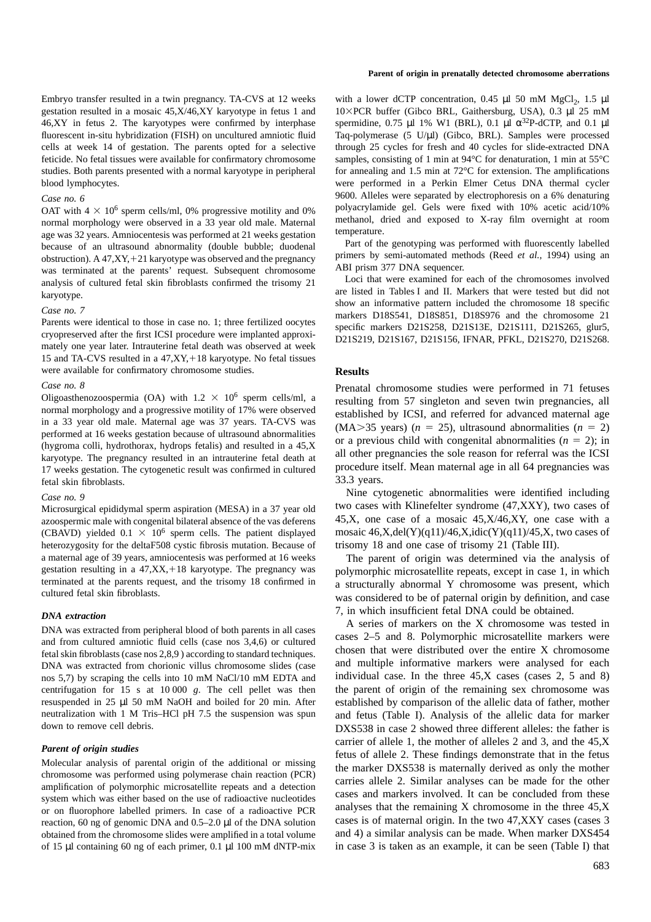Embryo transfer resulted in a twin pregnancy. TA-CVS at 12 weeks gestation resulted in a mosaic 45,X/46,XY karyotype in fetus 1 and 46,XY in fetus 2. The karyotypes were confirmed by interphase fluorescent in-situ hybridization (FISH) on uncultured amniotic fluid cells at week 14 of gestation. The parents opted for a selective feticide. No fetal tissues were available for confirmatory chromosome studies. Both parents presented with a normal karyotype in peripheral blood lymphocytes.

*Case no. 6*

OAT with $4 \times 10^6$ sperm cells/ml, 0% progressive motility and 0% normal morphology were observed in a 33 year old male. Maternal age was 32 years. Amniocentesis was performed at 21 weeks gestation because of an ultrasound abnormality (double bubble; duodenal obstruction). A 47,XY,+21 karyotype was observed and the pregnancy was terminated at the parents' request. Subsequent chromosome analysis of cultured fetal skin fibroblasts confirmed the trisomy 21 karyotype.

*Case no. 7*

Parents were identical to those in case no. 1; three fertilized oocytes cryopreserved after the first ICSI procedure were implanted approximately one year later. Intrauterine fetal death was observed at week 15 and TA-CVS resulted in a 47,XY,+18 karyotype. No fetal tissues were available for confirmatory chromosome studies.

*Case no. 8*

Oligoasthenozoospermia (OA) with $1.2 \times 10^6$ sperm cells/ml, a normal morphology and a progressive motility of 17% were observed in a 33 year old male. Maternal age was 37 years. TA-CVS was performed at 16 weeks gestation because of ultrasound abnormalities (hygroma colli, hydrothorax, hydrops fetalis) and resulted in a 45,X karyotype. The pregnancy resulted in an intrauterine fetal death at 17 weeks gestation. The cytogenetic result was confirmed in cultured fetal skin fibroblasts.

*Case no. 9*

Microsurgical epididymal sperm aspiration (MESA) in a 37 year old azoospermic male with congenital bilateral absence of the vas deferens (CBAVD) yielded $0.1 \times 10^6$ sperm cells. The patient displayed heterozygosity for the deltaF508 cystic fibrosis mutation. Because of a maternal age of 39 years, amniocentesis was performed at 16 weeks gestation resulting in a 47,XX,+18 karyotype. The pregnancy was terminated at the parents request, and the trisomy 18 confirmed in cultured fetal skin fibroblasts.

### *DNA extraction*

DNA was extracted from peripheral blood of both parents in all cases and from cultured amniotic fluid cells (case nos 3,4,6) or cultured fetal skin fibroblasts (case nos 2,8,9 ) according to standard techniques. DNA was extracted from chorionic villus chromosome slides (case nos 5,7) by scraping the cells into 10 mM NaCl/10 mM EDTA and centrifugation for 15 s at 10 000 *g*. The cell pellet was then resuspended in 25 µl 50 mM NaOH and boiled for 20 min. After neutralization with 1 M Tris–HCl pH 7.5 the suspension was spun down to remove cell debris.

### *Parent of origin studies*

Molecular analysis of parental origin of the additional or missing chromosome was performed using polymerase chain reaction (PCR) amplification of polymorphic microsatellite repeats and a detection system which was either based on the use of radioactive nucleotides or on fluorophore labelled primers. In case of a radioactive PCR reaction, 60 ng of genomic DNA and 0.5–2.0 µl of the DNA solution obtained from the chromosome slides were amplified in a total volume of 15 µl containing 60 ng of each primer, 0.1 µl 100 mM dNTP-mix with a lower dCTP concentration, 0.45 µl 50 mM $MgCl_2$, 1.5 µl 10×PCR buffer (Gibco BRL, Gaithersburg, USA), 0.3 µl 25 mM spermidine, 0.75 µl 1% W1 (BRL), 0.1 µl $\alpha^{32}$P-dCTP, and 0.1 µl Taq-polymerase (5 U/µl) (Gibco, BRL). Samples were processed through 25 cycles for fresh and 40 cycles for slide-extracted DNA samples, consisting of 1 min at 94°C for denaturation, 1 min at 55°C for annealing and 1.5 min at 72°C for extension. The amplifications were performed in a Perkin Elmer Cetus DNA thermal cycler 9600. Alleles were separated by electrophoresis on a 6% denaturing polyacrylamide gel. Gels were fixed with 10% acetic acid/10% methanol, dried and exposed to X-ray film overnight at room temperature.

Part of the genotyping was performed with fluorescently labelled primers by semi-automated methods (Reed *et al.*, 1994) using an ABI prism 377 DNA sequencer.

Loci that were examined for each of the chromosomes involved are listed in Tables I and II. Markers that were tested but did not show an informative pattern included the chromosome 18 specific markers D18S541, D18S851, D18S976 and the chromosome 21 specific markers D21S258, D21S13E, D21S111, D21S265, glur5, D21S219, D21S167, D21S156, IFNAR, PFKL, D21S270, D21S268.

## Results

Prenatal chromosome studies were performed in 71 fetuses resulting from 57 singleton and seven twin pregnancies, all established by ICSI, and referred for advanced maternal age (MA>35 years) ($n = 25$), ultrasound abnormalities ($n = 2$) or a previous child with congenital abnormalities ($n = 2$); in all other pregnancies the sole reason for referral was the ICSI procedure itself. Mean maternal age in all 64 pregnancies was 33.3 years.

Nine cytogenetic abnormalities were identified including two cases with Klinefelter syndrome (47,XXY), two cases of 45,X, one case of a mosaic 45,X/46,XY, one case with a mosaic 46,X,del(Y)(q11)/46,X,idic(Y)(q11)/45,X, two cases of trisomy 18 and one case of trisomy 21 (Table III).

The parent of origin was determined via the analysis of polymorphic microsatellite repeats, except in case 1, in which a structurally abnormal Y chromosome was present, which was considered to be of paternal origin by definition, and case 7, in which insufficient fetal DNA could be obtained.

A series of markers on the X chromosome was tested in cases 2–5 and 8. Polymorphic microsatellite markers were chosen that were distributed over the entire X chromosome and multiple informative markers were analysed for each individual case. In the three 45,X cases (cases 2, 5 and 8) the parent of origin of the remaining sex chromosome was established by comparison of the allelic data of father, mother and fetus (Table I). Analysis of the allelic data for marker DXS538 in case 2 showed three different alleles: the father is carrier of allele 1, the mother of alleles 2 and 3, and the 45,X fetus of allele 2. These findings demonstrate that in the fetus the marker DXS538 is maternally derived as only the mother carries allele 2. Similar analyses can be made for the other cases and markers involved. It can be concluded from these analyses that the remaining X chromosome in the three 45,X cases is of maternal origin. In the two 47,XXY cases (cases 3 and 4) a similar analysis can be made. When marker DXS454 in case 3 is taken as an example, it can be seen (Table I) that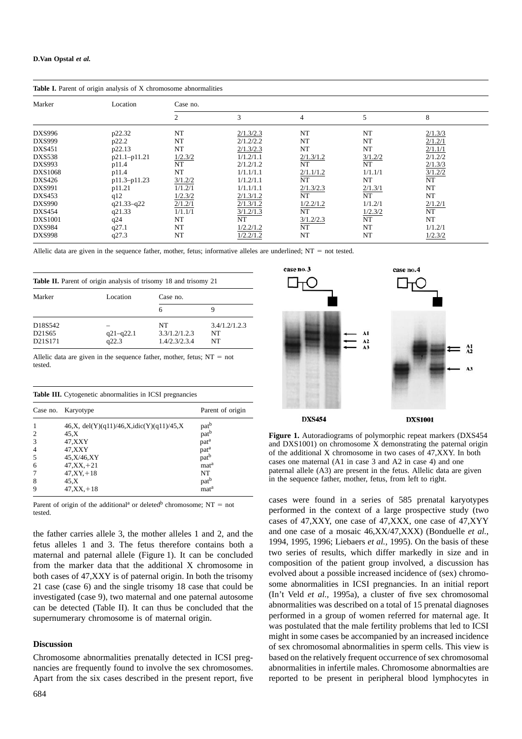**Table I.** Parent of origin analysis of X chromosome abnormalities

| Marker | Location | Case no. | | | | |
|---|---|---|---|---|---|---|
| | | 2 | 3 | 4 | 5 | 8 |
| DXS996 | p22.32 | NT | 2/1.3/2.3 | NT | NT | 2/1.3/3 |
| DXS999 | p22.2 | NT | 2/1.2/2.2 | NT | NT | 2/1.2/1 |
| DXS451 | p22.13 | NT | 2/1.3/2.3 | NT | NT | 2/1.1/1 |
| DXS538 | p21.1–p11.21 | 1/2.3/2 | 1/1.2/1.1 | 2/1.3/1.2 | 3/1.2/2 | 2/1.2/2 |
| DXS993 | p11.4 | NT | 2/1.2/1.2 | NT | NT | 2/1.3/3 |
| DXS1068 | p11.4 | NT | 1/1.1/1.1 | 2/1.1/1.2 | 1/1.1/1 | 3/1.2/2 |
| DXS426 | p11.3–p11.23 | 3/1.2/2 | 1/1.2/1.1 | NT | NT | NT |
| DXS991 | p11.21 | 1/1.2/1 | 1/1.1/1.1 | 2/1.3/2.3 | 2/1.3/1 | NT |
| DXS453 | q12 | 1/2.3/2 | 2/1.3/1.2 | NT | NT | NT |
| DXS990 | q21.33–q22 | 2/1.2/1 | 2/1.3/1.2 | 1/2.2/1.2 | 1/1.2/1 | 2/1.2/1 |
| DXS454 | q21.33 | 1/1.1/1 | 3/1.2/1.3 | NT | 1/2.3/2 | NT |
| DXS1001 | q24 | NT | NT | 3/1.2/2.3 | NT | NT |
| DXS984 | q27.1 | NT | 1/2.2/1.2 | NT | NT | 1/1.2/1 |
| DXS998 | q27.3 | NT | 1/2.2/1.2 | NT | NT | 1/2.3/2 |

Allelic data are given in the sequence father, mother, fetus; informative alleles are underlined; NT = not tested.

**Table II.** Parent of origin analysis of trisomy 18 and trisomy 21

| Marker | Location | Case no. | |
|---|---|---|---|
| | | 6 | 9 |
| D18S542 | – | NT | 3.4/1.2/1.2.3 |
| D21S65 | q21–q22.1 | 3.3/1.2/1.2.3 | NT |
| D21S171 | q22.3 | 1.4/2.3/2.3.4 | NT |

Allelic data are given in the sequence father, mother, fetus; NT = not tested.

**Table III.** Cytogenetic abnormalities in ICSI pregnancies

| Case no. | Karyotype | Parent of origin |
|---|---|---|
| 1 | 46,X, del(Y)(q11)/46,X,idic(Y)(q11)/45,X | pat[b] |
| 2 | 45,X | pat[b] |
| 3 | 47,XXY | pat[a] |
| 4 | 47,XXY | pat[a] |
| 5 | 45,X/46,XY | pat[b] |
| 6 | 47,XX,+21 | mat[a] |
| 7 | 47,XY,+18 | NT |
| 8 | 45,X | pat[b] |
| 9 | 47,XX,+18 | mat[a] |

Parent of origin of the additional[a] or deleted[b] chromosome; NT = not tested.

**Figure 1.** Autoradiograms of polymorphic repeat markers (DXS454 and DXS1001) on chromosome X demonstrating the paternal origin of the additional X chromosome in two cases of 47,XXY. In both cases one maternal (A1 in case 3 and A2 in case 4) and one paternal allele (A3) are present in the fetus. Allelic data are given in the sequence father, mother, fetus, from left to right.

the father carries allele 3, the mother alleles 1 and 2, and the fetus alleles 1 and 3. The fetus therefore contains both a maternal and paternal allele (Figure 1). It can be concluded from the marker data that the additional X chromosome in both cases of 47,XXY is of paternal origin. In both the trisomy 21 case (case 6) and the single trisomy 18 case that could be investigated (case 9), two maternal and one paternal autosome can be detected (Table II). It can thus be concluded that the supernumerary chromosome is of maternal origin.

## Discussion

Chromosome abnormalities prenatally detected in ICSI pregnancies are frequently found to involve the sex chromosomes. Apart from the six cases described in the present report, five cases were found in a series of 585 prenatal karyotypes performed in the context of a large prospective study (two cases of 47,XXY, one case of 47,XXX, one case of 47,XYY and one case of a mosaic 46,XX/47,XXX) (Bonduelle *et al.*, 1994, 1995, 1996; Liebaers *et al.*, 1995). On the basis of these two series of results, which differ markedly in size and in composition of the patient group involved, a discussion has evolved about a possible increased incidence of (sex) chromosome abnormalities in ICSI pregnancies. In an initial report (In't Veld *et al.*, 1995a), a cluster of five sex chromosomal abnormalities was described on a total of 15 prenatal diagnoses performed in a group of women referred for maternal age. It was postulated that the male fertility problems that led to ICSI might in some cases be accompanied by an increased incidence of sex chromosomal abnormalities in sperm cells. This view is based on the relatively frequent occurrence of sex chromosomal abnormalities in infertile males. Chromosome abnormalties are reported to be present in peripheral blood lymphocytes in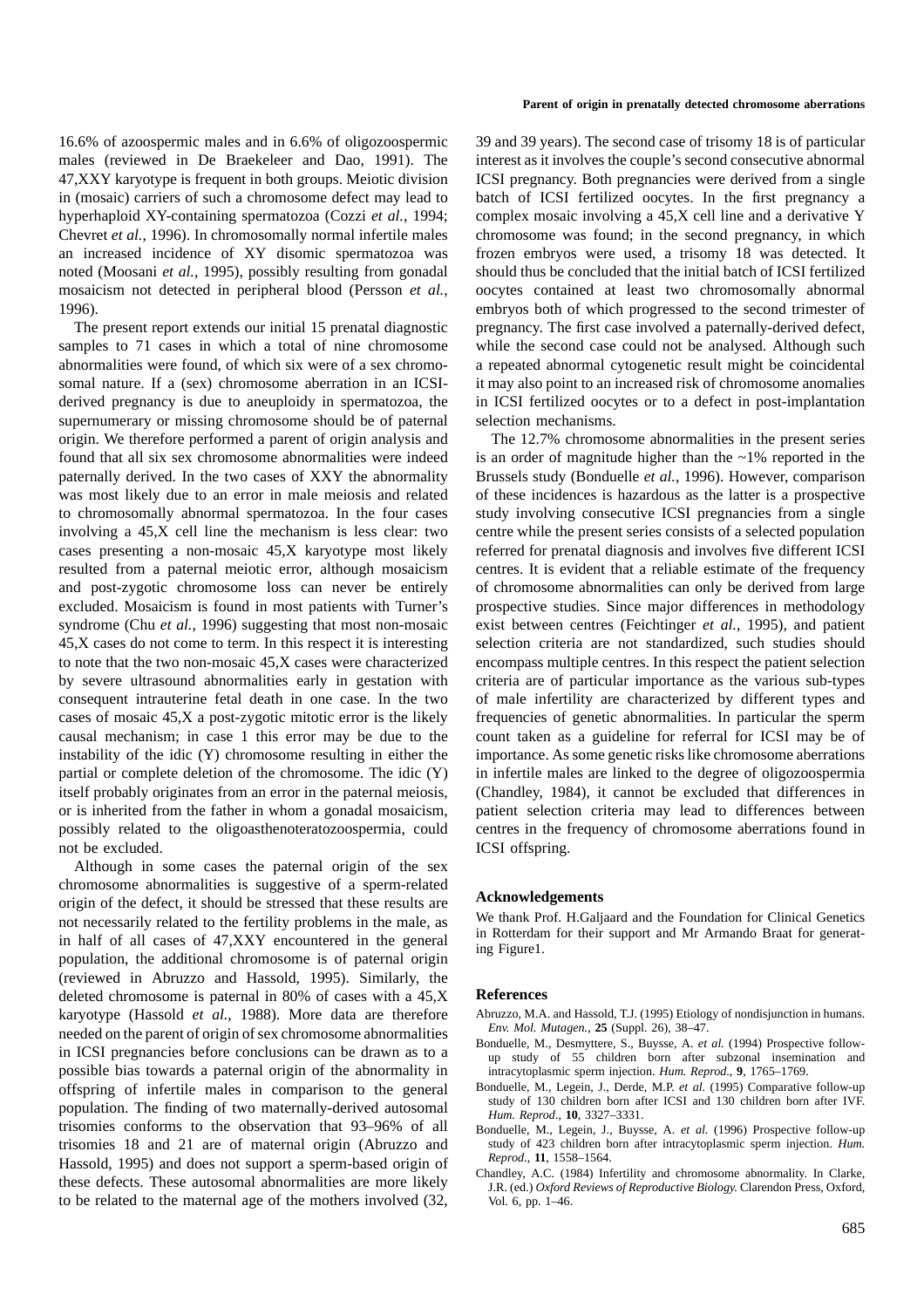16.6% of azoospermic males and in 6.6% of oligozoospermic males (reviewed in De Braekeleer and Dao, 1991). The 47,XXY karyotype is frequent in both groups. Meiotic division in (mosaic) carriers of such a chromosome defect may lead to hyperhaploid XY-containing spermatozoa (Cozzi *et al.*, 1994; Chevret *et al.*, 1996). In chromosomally normal infertile males an increased incidence of XY disomic spermatozoa was noted (Moosani *et al.*, 1995), possibly resulting from gonadal mosaicism not detected in peripheral blood (Persson *et al.*, 1996).

The present report extends our initial 15 prenatal diagnostic samples to 71 cases in which a total of nine chromosome abnormalities were found, of which six were of a sex chromosomal nature. If a (sex) chromosome aberration in an ICSI-derived pregnancy is due to aneuploidy in spermatozoa, the supernumerary or missing chromosome should be of paternal origin. We therefore performed a parent of origin analysis and found that all six sex chromosome abnormalities were indeed paternally derived. In the two cases of XXY the abnormality was most likely due to an error in male meiosis and related to chromosomally abnormal spermatozoa. In the four cases involving a 45,X cell line the mechanism is less clear: two cases presenting a non-mosaic 45,X karyotype most likely resulted from a paternal meiotic error, although mosaicism and post-zygotic chromosome loss can never be entirely excluded. Mosaicism is found in most patients with Turner's syndrome (Chu *et al.*, 1996) suggesting that most non-mosaic 45,X cases do not come to term. In this respect it is interesting to note that the two non-mosaic 45,X cases were characterized by severe ultrasound abnormalities early in gestation with consequent intrauterine fetal death in one case. In the two cases of mosaic 45,X a post-zygotic mitotic error is the likely causal mechanism; in case 1 this error may be due to the instability of the idic (Y) chromosome resulting in either the partial or complete deletion of the chromosome. The idic (Y) itself probably originates from an error in the paternal meiosis, or is inherited from the father in whom a gonadal mosaicism, possibly related to the oligoasthenoteratozoospermia, could not be excluded.

Although in some cases the paternal origin of the sex chromosome abnormalities is suggestive of a sperm-related origin of the defect, it should be stressed that these results are not necessarily related to the fertility problems in the male, as in half of all cases of 47,XXY encountered in the general population, the additional chromosome is of paternal origin (reviewed in Abruzzo and Hassold, 1995). Similarly, the deleted chromosome is paternal in 80% of cases with a 45,X karyotype (Hassold *et al.*, 1988). More data are therefore needed on the parent of origin of sex chromosome abnormalities in ICSI pregnancies before conclusions can be drawn as to a possible bias towards a paternal origin of the abnormality in offspring of infertile males in comparison to the general population. The finding of two maternally-derived autosomal trisomies conforms to the observation that 93–96% of all trisomies 18 and 21 are of maternal origin (Abruzzo and Hassold, 1995) and does not support a sperm-based origin of these defects. These autosomal abnormalities are more likely to be related to the maternal age of the mothers involved (32, 39 and 39 years). The second case of trisomy 18 is of particular interest as it involves the couple's second consecutive abnormal ICSI pregnancy. Both pregnancies were derived from a single batch of ICSI fertilized oocytes. In the first pregnancy a complex mosaic involving a 45,X cell line and a derivative Y chromosome was found; in the second pregnancy, in which frozen embryos were used, a trisomy 18 was detected. It should thus be concluded that the initial batch of ICSI fertilized oocytes contained at least two chromosomally abnormal embryos both of which progressed to the second trimester of pregnancy. The first case involved a paternally-derived defect, while the second case could not be analysed. Although such a repeated abnormal cytogenetic result might be coincidental it may also point to an increased risk of chromosome anomalies in ICSI fertilized oocytes or to a defect in post-implantation selection mechanisms.

The 12.7% chromosome abnormalities in the present series is an order of magnitude higher than the ~1% reported in the Brussels study (Bonduelle *et al.*, 1996). However, comparison of these incidences is hazardous as the latter is a prospective study involving consecutive ICSI pregnancies from a single centre while the present series consists of a selected population referred for prenatal diagnosis and involves five different ICSI centres. It is evident that a reliable estimate of the frequency of chromosome abnormalities can only be derived from large prospective studies. Since major differences in methodology exist between centres (Feichtinger *et al.*, 1995), and patient selection criteria are not standardized, such studies should encompass multiple centres. In this respect the patient selection criteria are of particular importance as the various sub-types of male infertility are characterized by different types and frequencies of genetic abnormalities. In particular the sperm count taken as a guideline for referral for ICSI may be of importance. As some genetic risks like chromosome aberrations in infertile males are linked to the degree of oligozoospermia (Chandley, 1984), it cannot be excluded that differences in patient selection criteria may lead to differences between centres in the frequency of chromosome aberrations found in ICSI offspring.

## Acknowledgements

We thank Prof. H.Galjaard and the Foundation for Clinical Genetics in Rotterdam for their support and Mr Armando Braat for generating Figure1.

## References

Abruzzo, M.A. and Hassold, T.J. (1995) Etiology of nondisjunction in humans. *Env. Mol. Mutagen.*, **25** (Suppl. 26), 38–47.

Bonduelle, M., Desmyttere, S., Buysse, A. *et al.* (1994) Prospective follow-up study of 55 children born after subzonal insemination and intracytoplasmic sperm injection. *Hum. Reprod.*, **9**, 1765–1769.

Bonduelle, M., Legein, J., Derde, M.P. *et al.* (1995) Comparative follow-up study of 130 children born after ICSI and 130 children born after IVF. *Hum. Reprod.*, **10**, 3327–3331.

Bonduelle, M., Legein, J., Buysse, A. *et al.* (1996) Prospective follow-up study of 423 children born after intracytoplasmic sperm injection. *Hum. Reprod.*, **11**, 1558–1564.

Chandley, A.C. (1984) Infertility and chromosome abnormality. In Clarke, J.R. (ed.) *Oxford Reviews of Reproductive Biology.* Clarendon Press, Oxford, Vol. 6, pp. 1–46.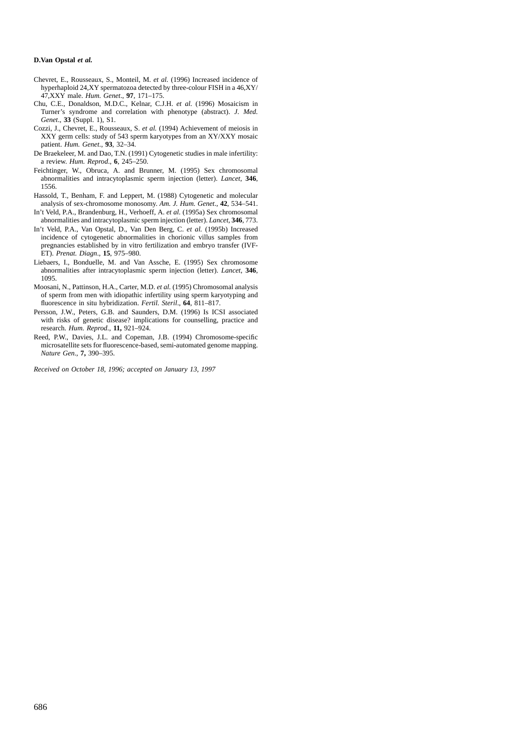Chevret, E., Rousseaux, S., Monteil, M. *et al.* (1996) Increased incidence of hyperhaploid 24,XY spermatozoa detected by three-colour FISH in a 46,XY/47,XXY male. *Hum. Genet.*, **97**, 171–175.

Chu, C.E., Donaldson, M.D.C., Kelnar, C.J.H. *et al.* (1996) Mosaicism in Turner's syndrome and correlation with phenotype (abstract). *J. Med. Genet.*, **33** (Suppl. 1), S1.

Cozzi, J., Chevret, E., Rousseaux, S. *et al.* (1994) Achievement of meiosis in XXY germ cells: study of 543 sperm karyotypes from an XY/XXY mosaic patient. *Hum. Genet.*, **93**, 32–34.

De Braekeleer, M. and Dao, T.N. (1991) Cytogenetic studies in male infertility: a review. *Hum. Reprod.*, **6**, 245–250.

Feichtinger, W., Obruca, A. and Brunner, M. (1995) Sex chromosomal abnormalities and intracytoplasmic sperm injection (letter). *Lancet*, **346**, 1556.

Hassold, T., Benham, F. and Leppert, M. (1988) Cytogenetic and molecular analysis of sex-chromosome monosomy. *Am. J. Hum. Genet.*, **42**, 534–541.

In't Veld, P.A., Brandenburg, H., Verhoeff, A. *et al.* (1995a) Sex chromosomal abnormalities and intracytoplasmic sperm injection (letter). *Lancet*, **346**, 773.

In't Veld, P.A., Van Opstal, D., Van Den Berg, C. *et al.* (1995b) Increased incidence of cytogenetic abnormalities in chorionic villus samples from pregnancies established by in vitro fertilization and embryo transfer (IVF-ET). *Prenat. Diagn.*, **15**, 975–980.

Liebaers, I., Bonduelle, M. and Van Assche, E. (1995) Sex chromosome abnormalities after intracytoplasmic sperm injection (letter). *Lancet*, **346**, 1095.

Moosani, N., Pattinson, H.A., Carter, M.D. *et al.* (1995) Chromosomal analysis of sperm from men with idiopathic infertility using sperm karyotyping and fluorescence in situ hybridization. *Fertil. Steril.*, **64**, 811–817.

Persson, J.W., Peters, G.B. and Saunders, D.M. (1996) Is ICSI associated with risks of genetic disease? implications for counselling, practice and research. *Hum. Reprod.*, **11,** 921–924.

Reed, P.W., Davies, J.L. and Copeman, J.B. (1994) Chromosome-specific microsatellite sets for fluorescence-based, semi-automated genome mapping. *Nature Gen.*, **7,** 390–395.

*Received on October 18, 1996; accepted on January 13, 1997*